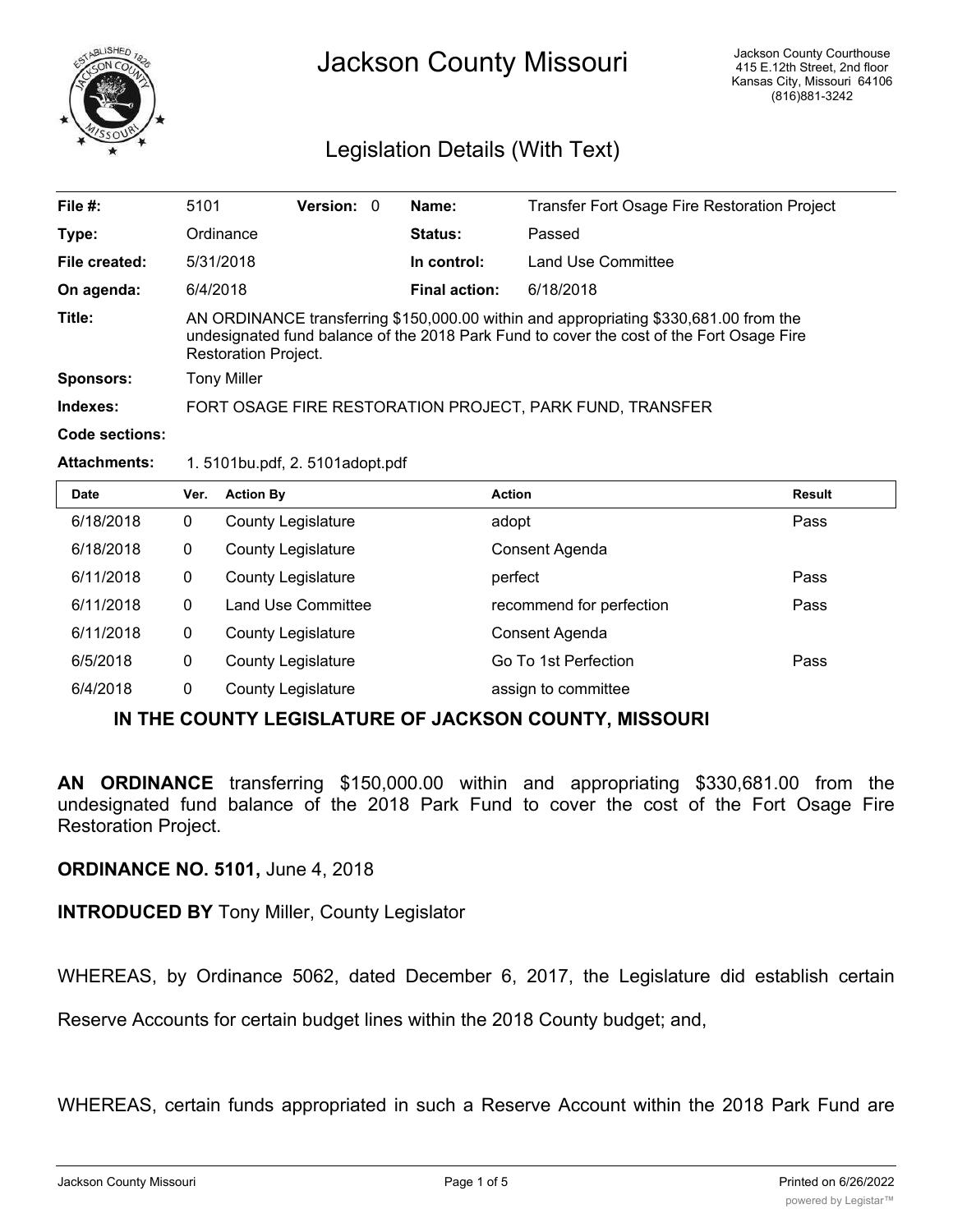# Jackson County Missouri

Jackson County Courthouse
415 E.12th Street, 2nd floor
Kansas City, Missouri 64106
(816)881-3242

## Legislation Details (With Text)

| | | | | | |
|---|---|---|---|---|---|
| **File #:** | 5101 | **Version:** | 0 | **Name:** | Transfer Fort Osage Fire Restoration Project |
| **Type:** | Ordinance | | | **Status:** | Passed |
| **File created:** | 5/31/2018 | | | **In control:** | Land Use Committee |
| **On agenda:** | 6/4/2018 | | | **Final action:** | 6/18/2018 |

**Title:** AN ORDINANCE transferring $150,000.00 within and appropriating $330,681.00 from the undesignated fund balance of the 2018 Park Fund to cover the cost of the Fort Osage Fire Restoration Project.

**Sponsors:** Tony Miller

**Indexes:** FORT OSAGE FIRE RESTORATION PROJECT, PARK FUND, TRANSFER

**Code sections:**

**Attachments:** 1. 5101bu.pdf, 2. 5101adopt.pdf

| Date | Ver. | Action By | Action | Result |
|---|---|---|---|---|
| 6/18/2018 | 0 | County Legislature | adopt | Pass |
| 6/18/2018 | 0 | County Legislature | Consent Agenda | |
| 6/11/2018 | 0 | County Legislature | perfect | Pass |
| 6/11/2018 | 0 | Land Use Committee | recommend for perfection | Pass |
| 6/11/2018 | 0 | County Legislature | Consent Agenda | |
| 6/5/2018 | 0 | County Legislature | Go To 1st Perfection | Pass |
| 6/4/2018 | 0 | County Legislature | assign to committee | |

### IN THE COUNTY LEGISLATURE OF JACKSON COUNTY, MISSOURI

**AN ORDINANCE** transferring $150,000.00 within and appropriating $330,681.00 from the undesignated fund balance of the 2018 Park Fund to cover the cost of the Fort Osage Fire Restoration Project.

**ORDINANCE NO. 5101,** June 4, 2018

**INTRODUCED BY** Tony Miller, County Legislator

WHEREAS, by Ordinance 5062, dated December 6, 2017, the Legislature did establish certain Reserve Accounts for certain budget lines within the 2018 County budget; and,

WHEREAS, certain funds appropriated in such a Reserve Account within the 2018 Park Fund are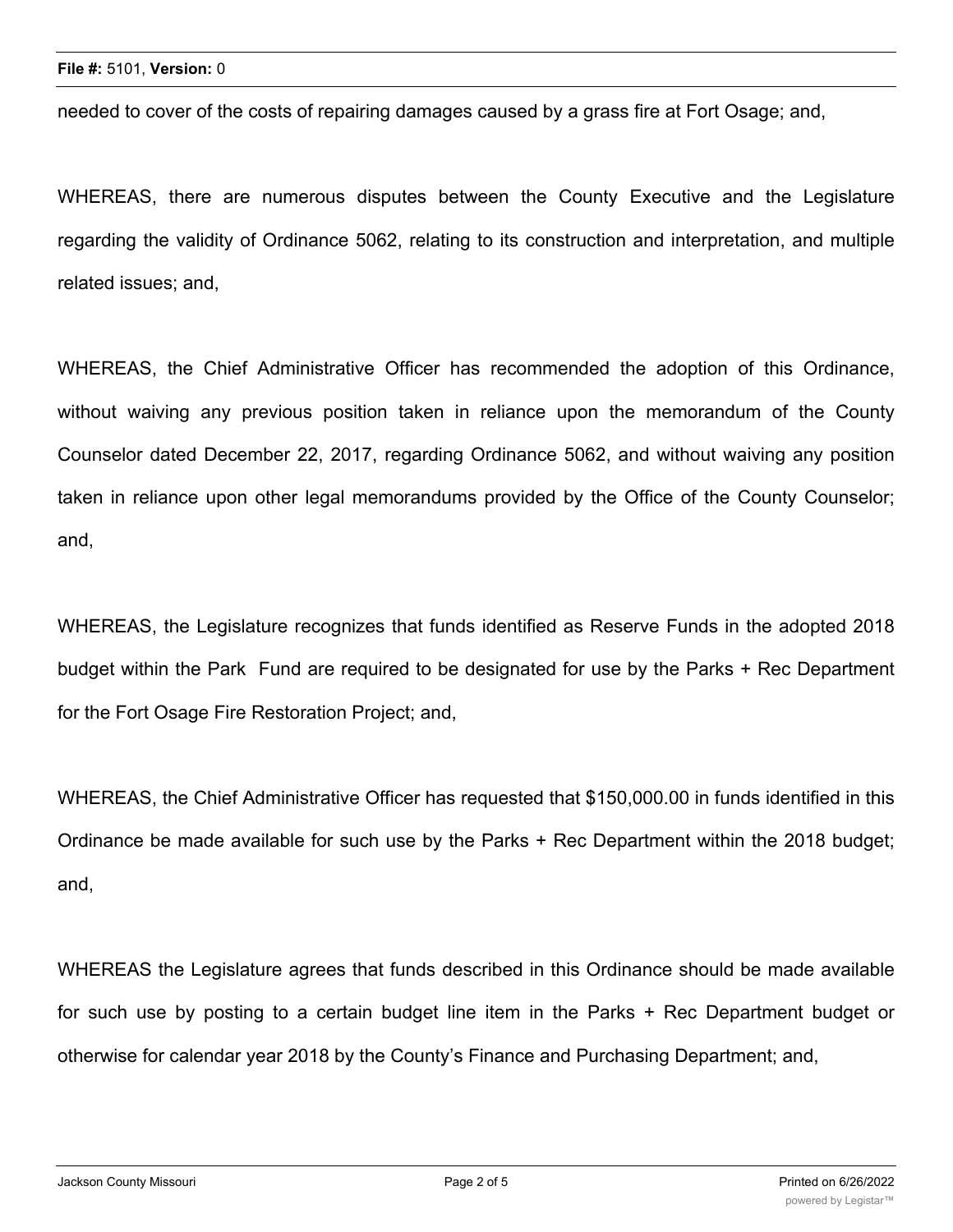needed to cover of the costs of repairing damages caused by a grass fire at Fort Osage; and,

WHEREAS, there are numerous disputes between the County Executive and the Legislature regarding the validity of Ordinance 5062, relating to its construction and interpretation, and multiple related issues; and,

WHEREAS, the Chief Administrative Officer has recommended the adoption of this Ordinance, without waiving any previous position taken in reliance upon the memorandum of the County Counselor dated December 22, 2017, regarding Ordinance 5062, and without waiving any position taken in reliance upon other legal memorandums provided by the Office of the County Counselor; and,

WHEREAS, the Legislature recognizes that funds identified as Reserve Funds in the adopted 2018 budget within the Park Fund are required to be designated for use by the Parks + Rec Department for the Fort Osage Fire Restoration Project; and,

WHEREAS, the Chief Administrative Officer has requested that $150,000.00 in funds identified in this Ordinance be made available for such use by the Parks + Rec Department within the 2018 budget; and,

WHEREAS the Legislature agrees that funds described in this Ordinance should be made available for such use by posting to a certain budget line item in the Parks + Rec Department budget or otherwise for calendar year 2018 by the County's Finance and Purchasing Department; and,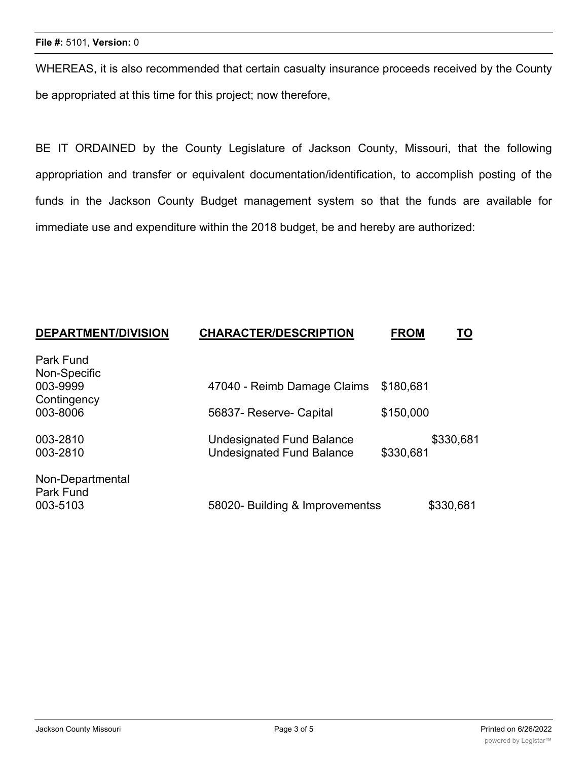WHEREAS, it is also recommended that certain casualty insurance proceeds received by the County be appropriated at this time for this project; now therefore,

BE IT ORDAINED by the County Legislature of Jackson County, Missouri, that the following appropriation and transfer or equivalent documentation/identification, to accomplish posting of the funds in the Jackson County Budget management system so that the funds are available for immediate use and expenditure within the 2018 budget, be and hereby are authorized:

| DEPARTMENT/DIVISION | CHARACTER/DESCRIPTION | FROM | TO |
|---|---|---|---|
| Park Fund | | | |
| Non-Specific | | | |
| 003-9999 | 47040 - Reimb Damage Claims | $180,681 | |
| Contingency | | | |
| 003-8006 | 56837- Reserve- Capital | $150,000 | |
| 003-2810 | Undesignated Fund Balance | | $330,681 |
| 003-2810 | Undesignated Fund Balance | $330,681 | |
| Non-Departmental | | | |
| Park Fund | | | |
| 003-5103 | 58020- Building & Improvementss | | $330,681 |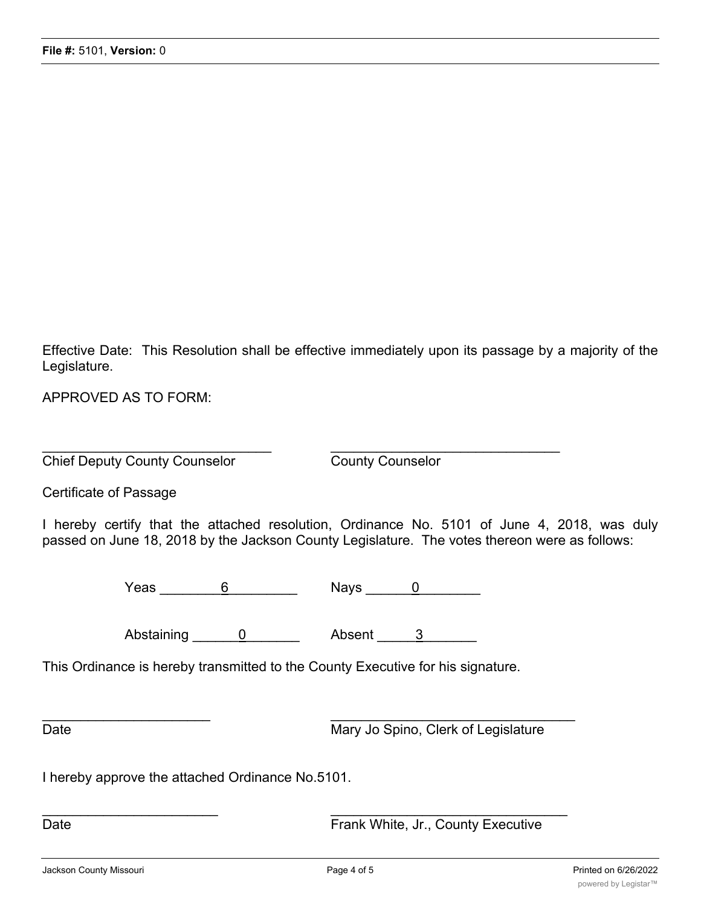Effective Date: This Resolution shall be effective immediately upon its passage by a majority of the Legislature.

APPROVED AS TO FORM:

| ______________________________ | ______________________________ |
|---|---|
| Chief Deputy County Counselor | County Counselor |

Certificate of Passage

I hereby certify that the attached resolution, Ordinance No. 5101 of June 4, 2018, was duly passed on June 18, 2018 by the Jackson County Legislature. The votes thereon were as follows:

| | |
|---|---|
| Yeas 6 | Nays 0 |
| Abstaining 0 | Absent 3 |

This Ordinance is hereby transmitted to the County Executive for his signature.

| ______________________ | ______________________________ |
|---|---|
| Date | Mary Jo Spino, Clerk of Legislature |

I hereby approve the attached Ordinance No.5101.

| ______________________ | ______________________________ |
|---|---|
| Date | Frank White, Jr., County Executive |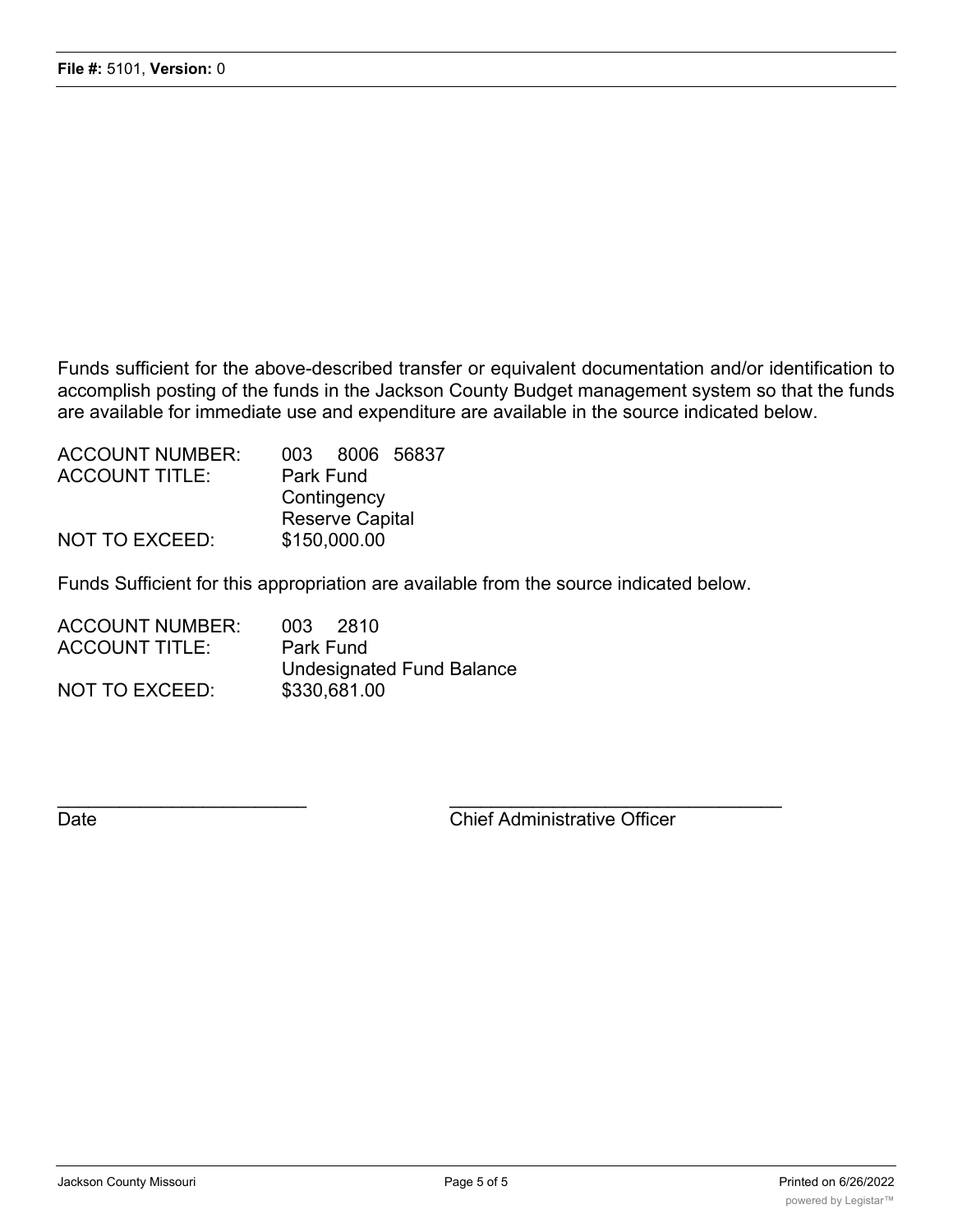Funds sufficient for the above-described transfer or equivalent documentation and/or identification to accomplish posting of the funds in the Jackson County Budget management system so that the funds are available for immediate use and expenditure are available in the source indicated below.

| | |
|---|---|
| ACCOUNT NUMBER: | 003 8006 56837 |
| ACCOUNT TITLE: | Park Fund<br>Contingency<br>Reserve Capital |
| NOT TO EXCEED: | $150,000.00 |

Funds Sufficient for this appropriation are available from the source indicated below.

| | |
|---|---|
| ACCOUNT NUMBER: | 003 2810 |
| ACCOUNT TITLE: | Park Fund<br>Undesignated Fund Balance |
| NOT TO EXCEED: | $330,681.00 |

________________________ ________________________________

Date Chief Administrative Officer